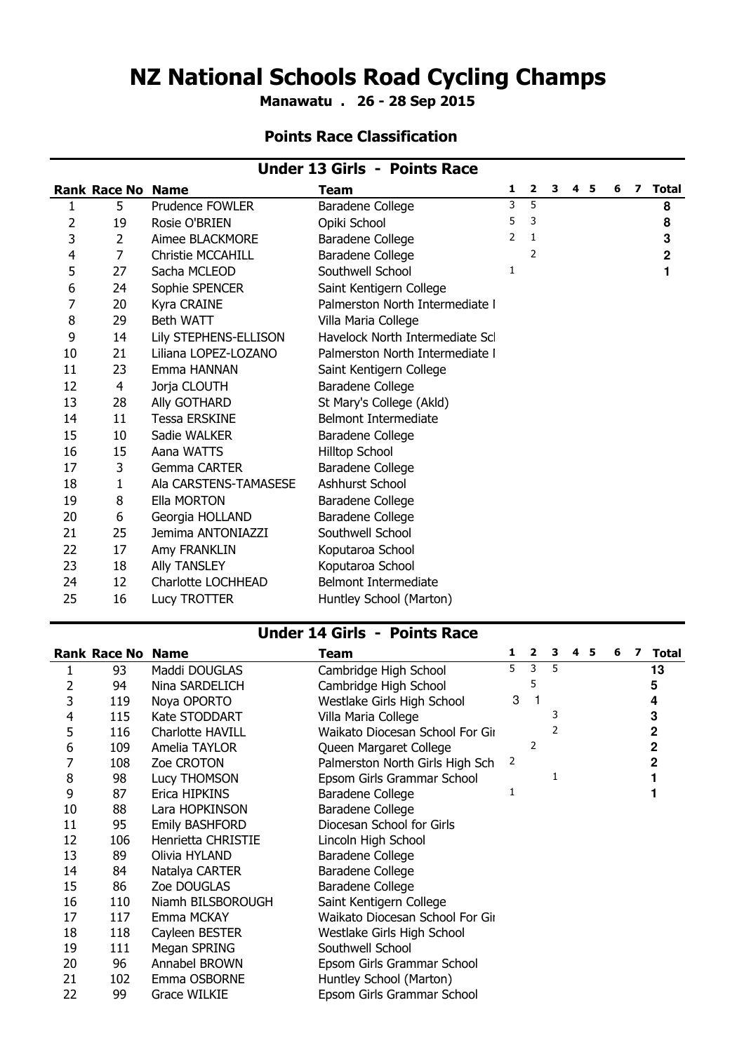# NZ National Schools Road Cycling Champs

**Manawatu . 26 - 28 Sep 2015**

## Points Race Classification

### Under 13 Girls - Points Race

| Rank | Race No | Name | Team | 1 | 2 | 3 | 4 | 5 | 6 | 7 | Total |
|---|---|---|---|---|---|---|---|---|---|---|---|
| 1 | 5 | Prudence FOWLER | Baradene College | 3 | 5 | | | | | | 8 |
| 2 | 19 | Rosie O'BRIEN | Opiki School | 5 | 3 | | | | | | 8 |
| 3 | 2 | Aimee BLACKMORE | Baradene College | 2 | 1 | | | | | | 3 |
| 4 | 7 | Christie MCCAHILL | Baradene College | | 2 | | | | | | 2 |
| 5 | 27 | Sacha MCLEOD | Southwell School | 1 | | | | | | | 1 |
| 6 | 24 | Sophie SPENCER | Saint Kentigern College | | | | | | | | |
| 7 | 20 | Kyra CRAINE | Palmerston North Intermediate I | | | | | | | | |
| 8 | 29 | Beth WATT | Villa Maria College | | | | | | | | |
| 9 | 14 | Lily STEPHENS-ELLISON | Havelock North Intermediate Scl | | | | | | | | |
| 10 | 21 | Liliana LOPEZ-LOZANO | Palmerston North Intermediate I | | | | | | | | |
| 11 | 23 | Emma HANNAN | Saint Kentigern College | | | | | | | | |
| 12 | 4 | Jorja CLOUTH | Baradene College | | | | | | | | |
| 13 | 28 | Ally GOTHARD | St Mary's College (Akld) | | | | | | | | |
| 14 | 11 | Tessa ERSKINE | Belmont Intermediate | | | | | | | | |
| 15 | 10 | Sadie WALKER | Baradene College | | | | | | | | |
| 16 | 15 | Aana WATTS | Hilltop School | | | | | | | | |
| 17 | 3 | Gemma CARTER | Baradene College | | | | | | | | |
| 18 | 1 | Ala CARSTENS-TAMASESE | Ashhurst School | | | | | | | | |
| 19 | 8 | Ella MORTON | Baradene College | | | | | | | | |
| 20 | 6 | Georgia HOLLAND | Baradene College | | | | | | | | |
| 21 | 25 | Jemima ANTONIAZZI | Southwell School | | | | | | | | |
| 22 | 17 | Amy FRANKLIN | Koputaroa School | | | | | | | | |
| 23 | 18 | Ally TANSLEY | Koputaroa School | | | | | | | | |
| 24 | 12 | Charlotte LOCHHEAD | Belmont Intermediate | | | | | | | | |
| 25 | 16 | Lucy TROTTER | Huntley School (Marton) | | | | | | | | |

### Under 14 Girls - Points Race

| Rank | Race No | Name | Team | 1 | 2 | 3 | 4 | 5 | 6 | 7 | Total |
|---|---|---|---|---|---|---|---|---|---|---|---|
| 1 | 93 | Maddi DOUGLAS | Cambridge High School | 5 | 3 | 5 | | | | | 13 |
| 2 | 94 | Nina SARDELICH | Cambridge High School | | 5 | | | | | | 5 |
| 3 | 119 | Noya OPORTO | Westlake Girls High School | 3 | 1 | | | | | | 4 |
| 4 | 115 | Kate STODDART | Villa Maria College | | | 3 | | | | | 3 |
| 5 | 116 | Charlotte HAVILL | Waikato Diocesan School For Gir | | | 2 | | | | | 2 |
| 6 | 109 | Amelia TAYLOR | Queen Margaret College | | 2 | | | | | | 2 |
| 7 | 108 | Zoe CROTON | Palmerston North Girls High Sch | 2 | | | | | | | 2 |
| 8 | 98 | Lucy THOMSON | Epsom Girls Grammar School | | | 1 | | | | | 1 |
| 9 | 87 | Erica HIPKINS | Baradene College | 1 | | | | | | | 1 |
| 10 | 88 | Lara HOPKINSON | Baradene College | | | | | | | | |
| 11 | 95 | Emily BASHFORD | Diocesan School for Girls | | | | | | | | |
| 12 | 106 | Henrietta CHRISTIE | Lincoln High School | | | | | | | | |
| 13 | 89 | Olivia HYLAND | Baradene College | | | | | | | | |
| 14 | 84 | Natalya CARTER | Baradene College | | | | | | | | |
| 15 | 86 | Zoe DOUGLAS | Baradene College | | | | | | | | |
| 16 | 110 | Niamh BILSBOROUGH | Saint Kentigern College | | | | | | | | |
| 17 | 117 | Emma MCKAY | Waikato Diocesan School For Gir | | | | | | | | |
| 18 | 118 | Cayleen BESTER | Westlake Girls High School | | | | | | | | |
| 19 | 111 | Megan SPRING | Southwell School | | | | | | | | |
| 20 | 96 | Annabel BROWN | Epsom Girls Grammar School | | | | | | | | |
| 21 | 102 | Emma OSBORNE | Huntley School (Marton) | | | | | | | | |
| 22 | 99 | Grace WILKIE | Epsom Girls Grammar School | | | | | | | | |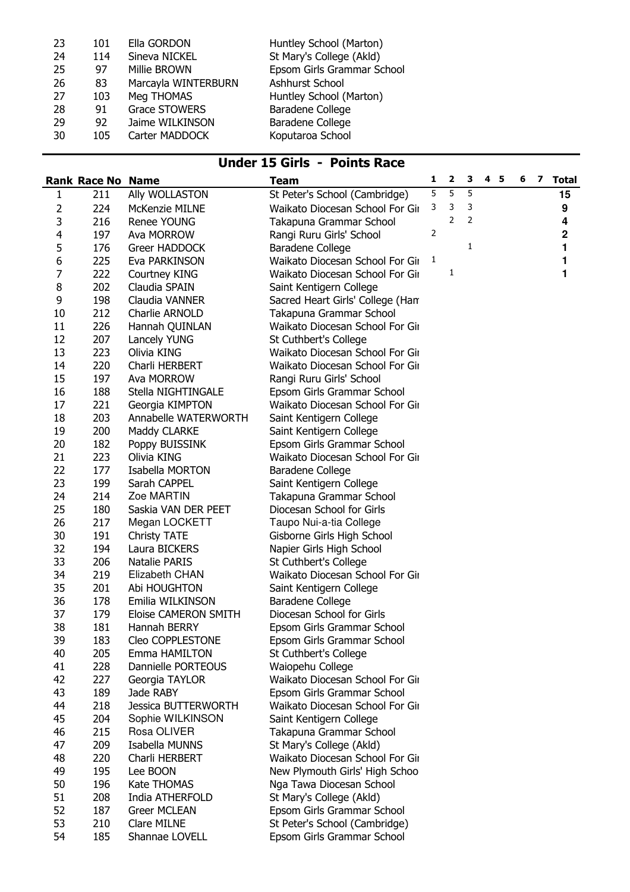| Rank | Race No | Name | Team |
|---|---|---|---|
| 23 | 101 | Ella GORDON | Huntley School (Marton) |
| 24 | 114 | Sineva NICKEL | St Mary's College (Akld) |
| 25 | 97 | Millie BROWN | Epsom Girls Grammar School |
| 26 | 83 | Marcayla WINTERBURN | Ashhurst School |
| 27 | 103 | Meg THOMAS | Huntley School (Marton) |
| 28 | 91 | Grace STOWERS | Baradene College |
| 29 | 92 | Jaime WILKINSON | Baradene College |
| 30 | 105 | Carter MADDOCK | Koputaroa School |

## Under 15 Girls - Points Race

| Rank | Race No | Name | Team | 1 | 2 | 3 | 4 | 5 | 6 | 7 | Total |
|---|---|---|---|---|---|---|---|---|---|---|---|
| 1 | 211 | Ally WOLLASTON | St Peter's School (Cambridge) | 5 | 5 | 5 | | | | | 15 |
| 2 | 224 | McKenzie MILNE | Waikato Diocesan School For Gir | 3 | 3 | 3 | | | | | 9 |
| 3 | 216 | Renee YOUNG | Takapuna Grammar School | | 2 | 2 | | | | | 4 |
| 4 | 197 | Ava MORROW | Rangi Ruru Girls' School | 2 | | | | | | | 2 |
| 5 | 176 | Greer HADDOCK | Baradene College | | | 1 | | | | | 1 |
| 6 | 225 | Eva PARKINSON | Waikato Diocesan School For Gir | 1 | | | | | | | 1 |
| 7 | 222 | Courtney KING | Waikato Diocesan School For Gir | | 1 | | | | | | 1 |
| 8 | 202 | Claudia SPAIN | Saint Kentigern College | | | | | | | | |
| 9 | 198 | Claudia VANNER | Sacred Heart Girls' College (Han | | | | | | | | |
| 10 | 212 | Charlie ARNOLD | Takapuna Grammar School | | | | | | | | |
| 11 | 226 | Hannah QUINLAN | Waikato Diocesan School For Gir | | | | | | | | |
| 12 | 207 | Lancely YUNG | St Cuthbert's College | | | | | | | | |
| 13 | 223 | Olivia KING | Waikato Diocesan School For Gir | | | | | | | | |
| 14 | 220 | Charli HERBERT | Waikato Diocesan School For Gir | | | | | | | | |
| 15 | 197 | Ava MORROW | Rangi Ruru Girls' School | | | | | | | | |
| 16 | 188 | Stella NIGHTINGALE | Epsom Girls Grammar School | | | | | | | | |
| 17 | 221 | Georgia KIMPTON | Waikato Diocesan School For Gir | | | | | | | | |
| 18 | 203 | Annabelle WATERWORTH | Saint Kentigern College | | | | | | | | |
| 19 | 200 | Maddy CLARKE | Saint Kentigern College | | | | | | | | |
| 20 | 182 | Poppy BUISSINK | Epsom Girls Grammar School | | | | | | | | |
| 21 | 223 | Olivia KING | Waikato Diocesan School For Gir | | | | | | | | |
| 22 | 177 | Isabella MORTON | Baradene College | | | | | | | | |
| 23 | 199 | Sarah CAPPEL | Saint Kentigern College | | | | | | | | |
| 24 | 214 | Zoe MARTIN | Takapuna Grammar School | | | | | | | | |
| 25 | 180 | Saskia VAN DER PEET | Diocesan School for Girls | | | | | | | | |
| 26 | 217 | Megan LOCKETT | Taupo Nui-a-tia College | | | | | | | | |
| 30 | 191 | Christy TATE | Gisborne Girls High School | | | | | | | | |
| 32 | 194 | Laura BICKERS | Napier Girls High School | | | | | | | | |
| 33 | 206 | Natalie PARIS | St Cuthbert's College | | | | | | | | |
| 34 | 219 | Elizabeth CHAN | Waikato Diocesan School For Gir | | | | | | | | |
| 35 | 201 | Abi HOUGHTON | Saint Kentigern College | | | | | | | | |
| 36 | 178 | Emilia WILKINSON | Baradene College | | | | | | | | |
| 37 | 179 | Eloise CAMERON SMITH | Diocesan School for Girls | | | | | | | | |
| 38 | 181 | Hannah BERRY | Epsom Girls Grammar School | | | | | | | | |
| 39 | 183 | Cleo COPPLESTONE | Epsom Girls Grammar School | | | | | | | | |
| 40 | 205 | Emma HAMILTON | St Cuthbert's College | | | | | | | | |
| 41 | 228 | Dannielle PORTEOUS | Waiopehu College | | | | | | | | |
| 42 | 227 | Georgia TAYLOR | Waikato Diocesan School For Gir | | | | | | | | |
| 43 | 189 | Jade RABY | Epsom Girls Grammar School | | | | | | | | |
| 44 | 218 | Jessica BUTTERWORTH | Waikato Diocesan School For Gir | | | | | | | | |
| 45 | 204 | Sophie WILKINSON | Saint Kentigern College | | | | | | | | |
| 46 | 215 | Rosa OLIVER | Takapuna Grammar School | | | | | | | | |
| 47 | 209 | Isabella MUNNS | St Mary's College (Akld) | | | | | | | | |
| 48 | 220 | Charli HERBERT | Waikato Diocesan School For Gir | | | | | | | | |
| 49 | 195 | Lee BOON | New Plymouth Girls' High Schoo | | | | | | | | |
| 50 | 196 | Kate THOMAS | Nga Tawa Diocesan School | | | | | | | | |
| 51 | 208 | India ATHERFOLD | St Mary's College (Akld) | | | | | | | | |
| 52 | 187 | Greer MCLEAN | Epsom Girls Grammar School | | | | | | | | |
| 53 | 210 | Clare MILNE | St Peter's School (Cambridge) | | | | | | | | |
| 54 | 185 | Shannae LOVELL | Epsom Girls Grammar School | | | | | | | | |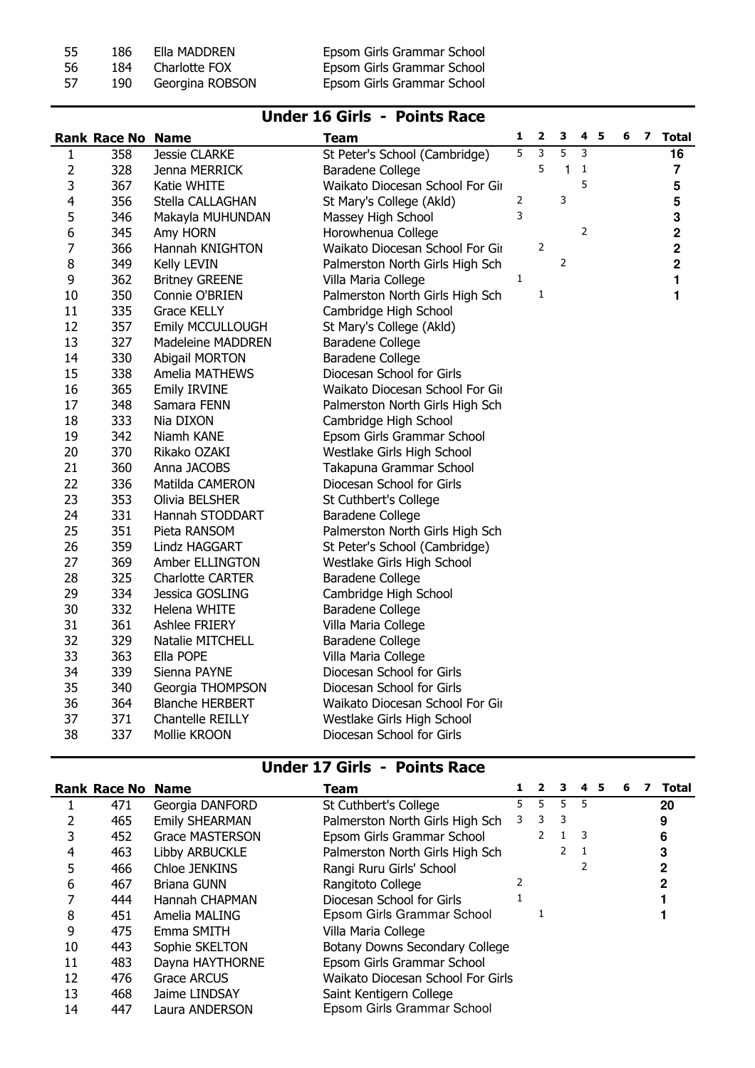55 186 Ella MADDREN Epsom Girls Grammar School
56 184 Charlotte FOX Epsom Girls Grammar School
57 190 Georgina ROBSON Epsom Girls Grammar School

## Under 16 Girls - Points Race

| Rank | Race No | Name | Team | 1 | 2 | 3 | 4 | 5 | 6 | 7 | Total |
|---|---|---|---|---|---|---|---|---|---|---|---|
| 1 | 358 | Jessie CLARKE | St Peter's School (Cambridge) | 5 | 3 | 5 | 3 | | | | 16 |
| 2 | 328 | Jenna MERRICK | Baradene College | | 5 | 1 | 1 | | | | 7 |
| 3 | 367 | Katie WHITE | Waikato Diocesan School For Gir | | | | 5 | | | | 5 |
| 4 | 356 | Stella CALLAGHAN | St Mary's College (Akld) | 2 | | 3 | | | | | 5 |
| 5 | 346 | Makayla MUHUNDAN | Massey High School | 3 | | | | | | | 3 |
| 6 | 345 | Amy HORN | Horowhenua College | | | | 2 | | | | 2 |
| 7 | 366 | Hannah KNIGHTON | Waikato Diocesan School For Gir | | 2 | | | | | | 2 |
| 8 | 349 | Kelly LEVIN | Palmerston North Girls High Sch | | | 2 | | | | | 2 |
| 9 | 362 | Britney GREENE | Villa Maria College | 1 | | | | | | | 1 |
| 10 | 350 | Connie O'BRIEN | Palmerston North Girls High Sch | | 1 | | | | | | 1 |
| 11 | 335 | Grace KELLY | Cambridge High School | | | | | | | | |
| 12 | 357 | Emily MCCULLOUGH | St Mary's College (Akld) | | | | | | | | |
| 13 | 327 | Madeleine MADDREN | Baradene College | | | | | | | | |
| 14 | 330 | Abigail MORTON | Baradene College | | | | | | | | |
| 15 | 338 | Amelia MATHEWS | Diocesan School for Girls | | | | | | | | |
| 16 | 365 | Emily IRVINE | Waikato Diocesan School For Gir | | | | | | | | |
| 17 | 348 | Samara FENN | Palmerston North Girls High Sch | | | | | | | | |
| 18 | 333 | Nia DIXON | Cambridge High School | | | | | | | | |
| 19 | 342 | Niamh KANE | Epsom Girls Grammar School | | | | | | | | |
| 20 | 370 | Rikako OZAKI | Westlake Girls High School | | | | | | | | |
| 21 | 360 | Anna JACOBS | Takapuna Grammar School | | | | | | | | |
| 22 | 336 | Matilda CAMERON | Diocesan School for Girls | | | | | | | | |
| 23 | 353 | Olivia BELSHER | St Cuthbert's College | | | | | | | | |
| 24 | 331 | Hannah STODDART | Baradene College | | | | | | | | |
| 25 | 351 | Pieta RANSOM | Palmerston North Girls High Sch | | | | | | | | |
| 26 | 359 | Lindz HAGGART | St Peter's School (Cambridge) | | | | | | | | |
| 27 | 369 | Amber ELLINGTON | Westlake Girls High School | | | | | | | | |
| 28 | 325 | Charlotte CARTER | Baradene College | | | | | | | | |
| 29 | 334 | Jessica GOSLING | Cambridge High School | | | | | | | | |
| 30 | 332 | Helena WHITE | Baradene College | | | | | | | | |
| 31 | 361 | Ashlee FRIERY | Villa Maria College | | | | | | | | |
| 32 | 329 | Natalie MITCHELL | Baradene College | | | | | | | | |
| 33 | 363 | Ella POPE | Villa Maria College | | | | | | | | |
| 34 | 339 | Sienna PAYNE | Diocesan School for Girls | | | | | | | | |
| 35 | 340 | Georgia THOMPSON | Diocesan School for Girls | | | | | | | | |
| 36 | 364 | Blanche HERBERT | Waikato Diocesan School For Gir | | | | | | | | |
| 37 | 371 | Chantelle REILLY | Westlake Girls High School | | | | | | | | |
| 38 | 337 | Mollie KROON | Diocesan School for Girls | | | | | | | | |

## Under 17 Girls - Points Race

| Rank | Race No | Name | Team | 1 | 2 | 3 | 4 | 5 | 6 | 7 | Total |
|---|---|---|---|---|---|---|---|---|---|---|---|
| 1 | 471 | Georgia DANFORD | St Cuthbert's College | 5 | 5 | 5 | 5 | | | | 20 |
| 2 | 465 | Emily SHEARMAN | Palmerston North Girls High Sch | 3 | 3 | 3 | | | | | 9 |
| 3 | 452 | Grace MASTERSON | Epsom Girls Grammar School | | 2 | 1 | 3 | | | | 6 |
| 4 | 463 | Libby ARBUCKLE | Palmerston North Girls High Sch | | | 2 | 1 | | | | 3 |
| 5 | 466 | Chloe JENKINS | Rangi Ruru Girls' School | | | | 2 | | | | 2 |
| 6 | 467 | Briana GUNN | Rangitoto College | 2 | | | | | | | 2 |
| 7 | 444 | Hannah CHAPMAN | Diocesan School for Girls | 1 | | | | | | | 1 |
| 8 | 451 | Amelia MALING | Epsom Girls Grammar School | | 1 | | | | | | 1 |
| 9 | 475 | Emma SMITH | Villa Maria College | | | | | | | | |
| 10 | 443 | Sophie SKELTON | Botany Downs Secondary College | | | | | | | | |
| 11 | 483 | Dayna HAYTHORNE | Epsom Girls Grammar School | | | | | | | | |
| 12 | 476 | Grace ARCUS | Waikato Diocesan School For Girls | | | | | | | | |
| 13 | 468 | Jaime LINDSAY | Saint Kentigern College | | | | | | | | |
| 14 | 447 | Laura ANDERSON | Epsom Girls Grammar School | | | | | | | | |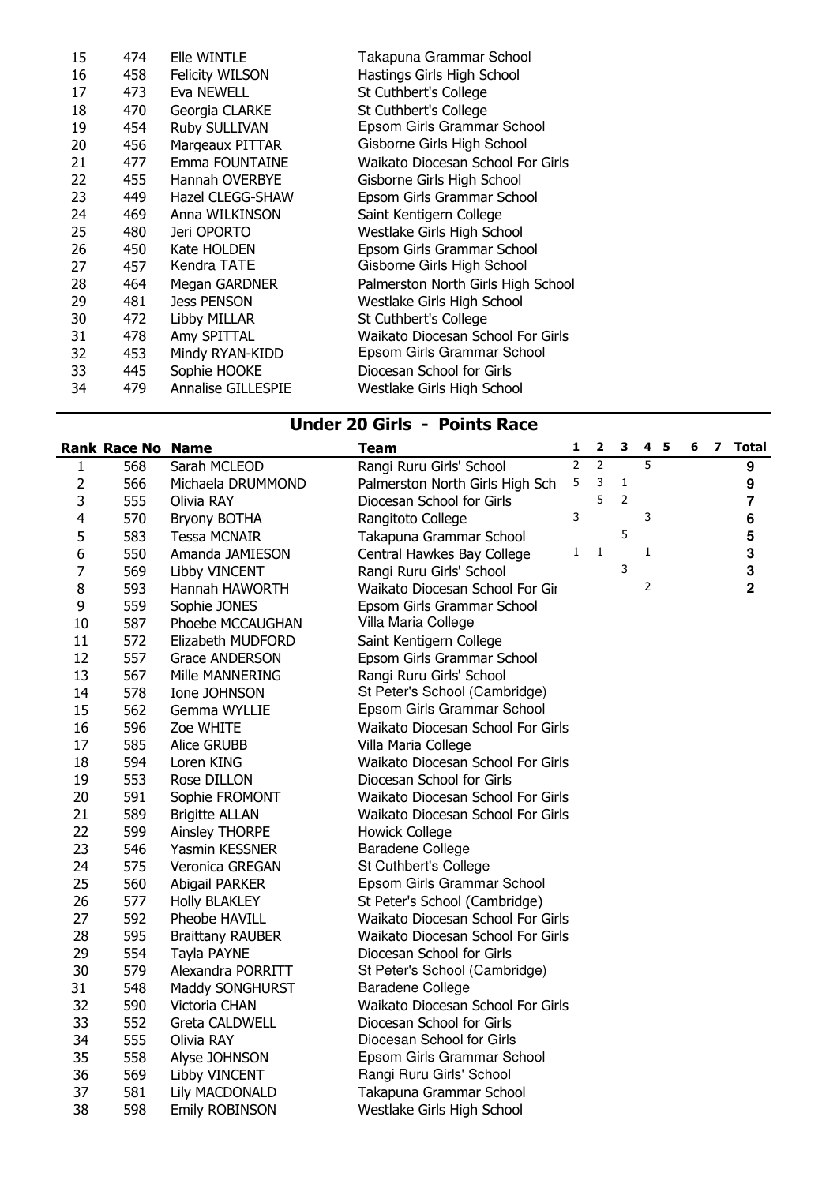| | | | |
|---|---|---|---|
| 15 | 474 | Elle WINTLE | Takapuna Grammar School |
| 16 | 458 | Felicity WILSON | Hastings Girls High School |
| 17 | 473 | Eva NEWELL | St Cuthbert's College |
| 18 | 470 | Georgia CLARKE | St Cuthbert's College |
| 19 | 454 | Ruby SULLIVAN | Epsom Girls Grammar School |
| 20 | 456 | Margeaux PITTAR | Gisborne Girls High School |
| 21 | 477 | Emma FOUNTAINE | Waikato Diocesan School For Girls |
| 22 | 455 | Hannah OVERBYE | Gisborne Girls High School |
| 23 | 449 | Hazel CLEGG-SHAW | Epsom Girls Grammar School |
| 24 | 469 | Anna WILKINSON | Saint Kentigern College |
| 25 | 480 | Jeri OPORTO | Westlake Girls High School |
| 26 | 450 | Kate HOLDEN | Epsom Girls Grammar School |
| 27 | 457 | Kendra TATE | Gisborne Girls High School |
| 28 | 464 | Megan GARDNER | Palmerston North Girls High School |
| 29 | 481 | Jess PENSON | Westlake Girls High School |
| 30 | 472 | Libby MILLAR | St Cuthbert's College |
| 31 | 478 | Amy SPITTAL | Waikato Diocesan School For Girls |
| 32 | 453 | Mindy RYAN-KIDD | Epsom Girls Grammar School |
| 33 | 445 | Sophie HOOKE | Diocesan School for Girls |
| 34 | 479 | Annalise GILLESPIE | Westlake Girls High School |

## Under 20 Girls - Points Race

| Rank | Race No | Name | Team | 1 | 2 | 3 | 4 | 5 | 6 | 7 | Total |
|---|---|---|---|---|---|---|---|---|---|---|---|
| 1 | 568 | Sarah MCLEOD | Rangi Ruru Girls' School | 2 | 2 | | 5 | | | | 9 |
| 2 | 566 | Michaela DRUMMOND | Palmerston North Girls High Sch | 5 | 3 | 1 | | | | | 9 |
| 3 | 555 | Olivia RAY | Diocesan School for Girls | | 5 | 2 | | | | | 7 |
| 4 | 570 | Bryony BOTHA | Rangitoto College | 3 | | | 3 | | | | 6 |
| 5 | 583 | Tessa MCNAIR | Takapuna Grammar School | | | 5 | | | | | 5 |
| 6 | 550 | Amanda JAMIESON | Central Hawkes Bay College | 1 | 1 | | 1 | | | | 3 |
| 7 | 569 | Libby VINCENT | Rangi Ruru Girls' School | | | 3 | | | | | 3 |
| 8 | 593 | Hannah HAWORTH | Waikato Diocesan School For Gir | | | | 2 | | | | 2 |
| 9 | 559 | Sophie JONES | Epsom Girls Grammar School | | | | | | | | |
| 10 | 587 | Phoebe MCCAUGHAN | Villa Maria College | | | | | | | | |
| 11 | 572 | Elizabeth MUDFORD | Saint Kentigern College | | | | | | | | |
| 12 | 557 | Grace ANDERSON | Epsom Girls Grammar School | | | | | | | | |
| 13 | 567 | Mille MANNERING | Rangi Ruru Girls' School | | | | | | | | |
| 14 | 578 | Ione JOHNSON | St Peter's School (Cambridge) | | | | | | | | |
| 15 | 562 | Gemma WYLLIE | Epsom Girls Grammar School | | | | | | | | |
| 16 | 596 | Zoe WHITE | Waikato Diocesan School For Girls | | | | | | | | |
| 17 | 585 | Alice GRUBB | Villa Maria College | | | | | | | | |
| 18 | 594 | Loren KING | Waikato Diocesan School For Girls | | | | | | | | |
| 19 | 553 | Rose DILLON | Diocesan School for Girls | | | | | | | | |
| 20 | 591 | Sophie FROMONT | Waikato Diocesan School For Girls | | | | | | | | |
| 21 | 589 | Brigitte ALLAN | Waikato Diocesan School For Girls | | | | | | | | |
| 22 | 599 | Ainsley THORPE | Howick College | | | | | | | | |
| 23 | 546 | Yasmin KESSNER | Baradene College | | | | | | | | |
| 24 | 575 | Veronica GREGAN | St Cuthbert's College | | | | | | | | |
| 25 | 560 | Abigail PARKER | Epsom Girls Grammar School | | | | | | | | |
| 26 | 577 | Holly BLAKLEY | St Peter's School (Cambridge) | | | | | | | | |
| 27 | 592 | Pheobe HAVILL | Waikato Diocesan School For Girls | | | | | | | | |
| 28 | 595 | Braittany RAUBER | Waikato Diocesan School For Girls | | | | | | | | |
| 29 | 554 | Tayla PAYNE | Diocesan School for Girls | | | | | | | | |
| 30 | 579 | Alexandra PORRITT | St Peter's School (Cambridge) | | | | | | | | |
| 31 | 548 | Maddy SONGHURST | Baradene College | | | | | | | | |
| 32 | 590 | Victoria CHAN | Waikato Diocesan School For Girls | | | | | | | | |
| 33 | 552 | Greta CALDWELL | Diocesan School for Girls | | | | | | | | |
| 34 | 555 | Olivia RAY | Diocesan School for Girls | | | | | | | | |
| 35 | 558 | Alyse JOHNSON | Epsom Girls Grammar School | | | | | | | | |
| 36 | 569 | Libby VINCENT | Rangi Ruru Girls' School | | | | | | | | |
| 37 | 581 | Lily MACDONALD | Takapuna Grammar School | | | | | | | | |
| 38 | 598 | Emily ROBINSON | Westlake Girls High School | | | | | | | | |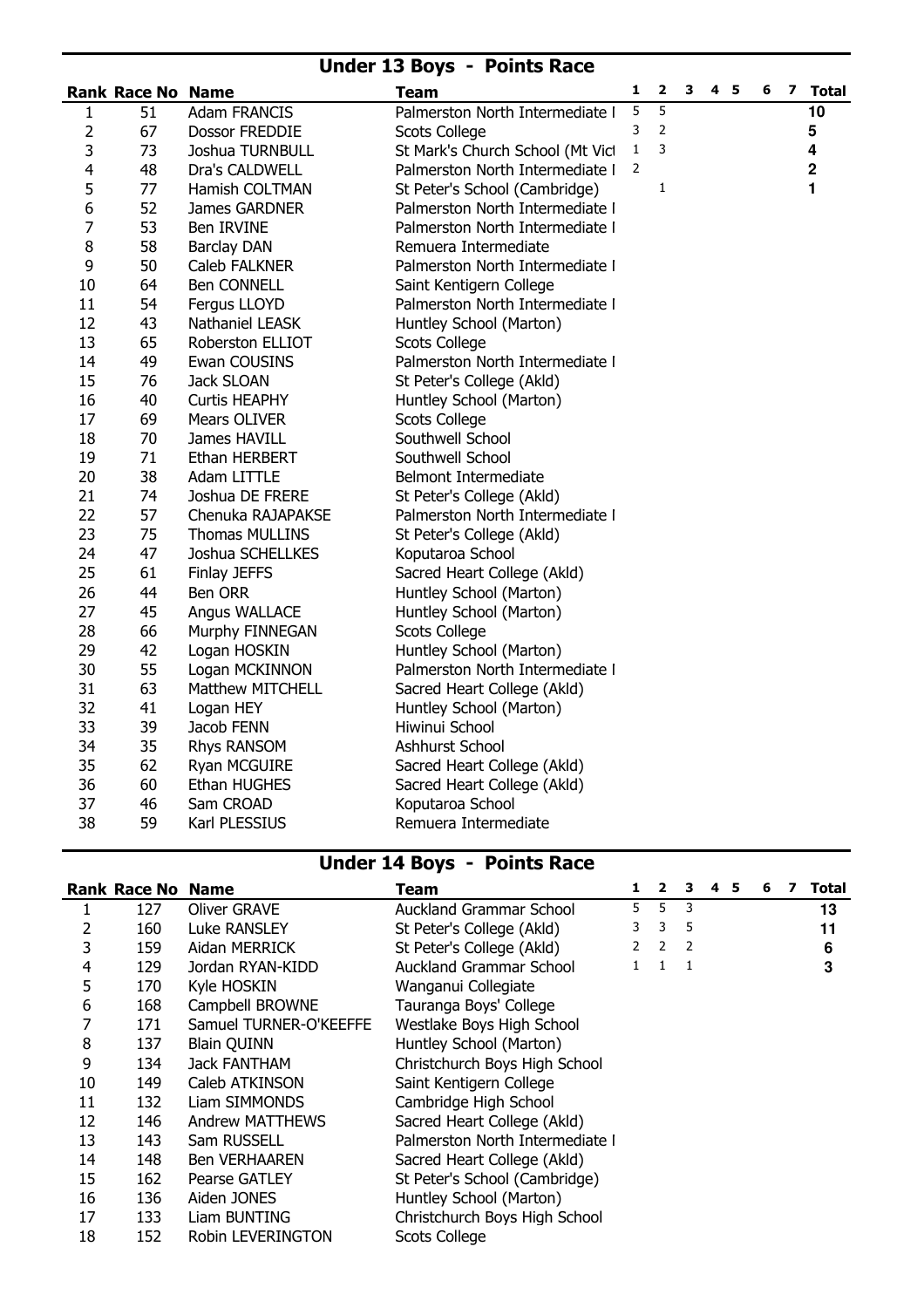## Under 13 Boys - Points Race

| Rank | Race No | Name | Team | 1 | 2 | 3 | 4 | 5 | 6 | 7 | Total |
|---|---|---|---|---|---|---|---|---|---|---|---|
| 1 | 51 | Adam FRANCIS | Palmerston North Intermediate I | 5 | 5 | | | | | | 10 |
| 2 | 67 | Dossor FREDDIE | Scots College | 3 | 2 | | | | | | 5 |
| 3 | 73 | Joshua TURNBULL | St Mark's Church School (Mt Vict | 1 | 3 | | | | | | 4 |
| 4 | 48 | Dra's CALDWELL | Palmerston North Intermediate I | 2 | | | | | | | 2 |
| 5 | 77 | Hamish COLTMAN | St Peter's School (Cambridge) | | 1 | | | | | | 1 |
| 6 | 52 | James GARDNER | Palmerston North Intermediate I | | | | | | | | |
| 7 | 53 | Ben IRVINE | Palmerston North Intermediate I | | | | | | | | |
| 8 | 58 | Barclay DAN | Remuera Intermediate | | | | | | | | |
| 9 | 50 | Caleb FALKNER | Palmerston North Intermediate I | | | | | | | | |
| 10 | 64 | Ben CONNELL | Saint Kentigern College | | | | | | | | |
| 11 | 54 | Fergus LLOYD | Palmerston North Intermediate I | | | | | | | | |
| 12 | 43 | Nathaniel LEASK | Huntley School (Marton) | | | | | | | | |
| 13 | 65 | Roberston ELLIOT | Scots College | | | | | | | | |
| 14 | 49 | Ewan COUSINS | Palmerston North Intermediate I | | | | | | | | |
| 15 | 76 | Jack SLOAN | St Peter's College (Akld) | | | | | | | | |
| 16 | 40 | Curtis HEAPHY | Huntley School (Marton) | | | | | | | | |
| 17 | 69 | Mears OLIVER | Scots College | | | | | | | | |
| 18 | 70 | James HAVILL | Southwell School | | | | | | | | |
| 19 | 71 | Ethan HERBERT | Southwell School | | | | | | | | |
| 20 | 38 | Adam LITTLE | Belmont Intermediate | | | | | | | | |
| 21 | 74 | Joshua DE FRERE | St Peter's College (Akld) | | | | | | | | |
| 22 | 57 | Chenuka RAJAPAKSE | Palmerston North Intermediate I | | | | | | | | |
| 23 | 75 | Thomas MULLINS | St Peter's College (Akld) | | | | | | | | |
| 24 | 47 | Joshua SCHELLKES | Koputaroa School | | | | | | | | |
| 25 | 61 | Finlay JEFFS | Sacred Heart College (Akld) | | | | | | | | |
| 26 | 44 | Ben ORR | Huntley School (Marton) | | | | | | | | |
| 27 | 45 | Angus WALLACE | Huntley School (Marton) | | | | | | | | |
| 28 | 66 | Murphy FINNEGAN | Scots College | | | | | | | | |
| 29 | 42 | Logan HOSKIN | Huntley School (Marton) | | | | | | | | |
| 30 | 55 | Logan MCKINNON | Palmerston North Intermediate I | | | | | | | | |
| 31 | 63 | Matthew MITCHELL | Sacred Heart College (Akld) | | | | | | | | |
| 32 | 41 | Logan HEY | Huntley School (Marton) | | | | | | | | |
| 33 | 39 | Jacob FENN | Hiwinui School | | | | | | | | |
| 34 | 35 | Rhys RANSOM | Ashhurst School | | | | | | | | |
| 35 | 62 | Ryan MCGUIRE | Sacred Heart College (Akld) | | | | | | | | |
| 36 | 60 | Ethan HUGHES | Sacred Heart College (Akld) | | | | | | | | |
| 37 | 46 | Sam CROAD | Koputaroa School | | | | | | | | |
| 38 | 59 | Karl PLESSIUS | Remuera Intermediate | | | | | | | | |

## Under 14 Boys - Points Race

| Rank | Race No | Name | Team | 1 | 2 | 3 | 4 | 5 | 6 | 7 | Total |
|---|---|---|---|---|---|---|---|---|---|---|---|
| 1 | 127 | Oliver GRAVE | Auckland Grammar School | 5 | 5 | 3 | | | | | 13 |
| 2 | 160 | Luke RANSLEY | St Peter's College (Akld) | 3 | 3 | 5 | | | | | 11 |
| 3 | 159 | Aidan MERRICK | St Peter's College (Akld) | 2 | 2 | 2 | | | | | 6 |
| 4 | 129 | Jordan RYAN-KIDD | Auckland Grammar School | 1 | 1 | 1 | | | | | 3 |
| 5 | 170 | Kyle HOSKIN | Wanganui Collegiate | | | | | | | | |
| 6 | 168 | Campbell BROWNE | Tauranga Boys' College | | | | | | | | |
| 7 | 171 | Samuel TURNER-O'KEEFFE | Westlake Boys High School | | | | | | | | |
| 8 | 137 | Blain QUINN | Huntley School (Marton) | | | | | | | | |
| 9 | 134 | Jack FANTHAM | Christchurch Boys High School | | | | | | | | |
| 10 | 149 | Caleb ATKINSON | Saint Kentigern College | | | | | | | | |
| 11 | 132 | Liam SIMMONDS | Cambridge High School | | | | | | | | |
| 12 | 146 | Andrew MATTHEWS | Sacred Heart College (Akld) | | | | | | | | |
| 13 | 143 | Sam RUSSELL | Palmerston North Intermediate I | | | | | | | | |
| 14 | 148 | Ben VERHAAREN | Sacred Heart College (Akld) | | | | | | | | |
| 15 | 162 | Pearse GATLEY | St Peter's School (Cambridge) | | | | | | | | |
| 16 | 136 | Aiden JONES | Huntley School (Marton) | | | | | | | | |
| 17 | 133 | Liam BUNTING | Christchurch Boys High School | | | | | | | | |
| 18 | 152 | Robin LEVERINGTON | Scots College | | | | | | | | |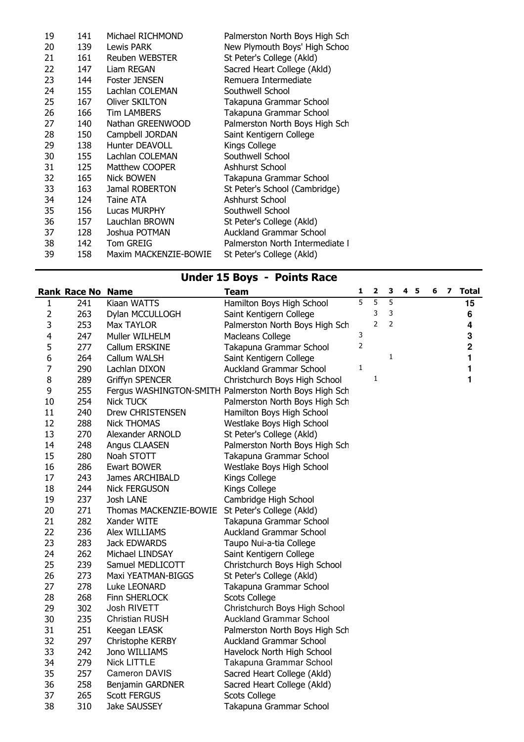| | | | |
|---|---|---|---|
| 19 | 141 | Michael RICHMOND | Palmerston North Boys High Sch |
| 20 | 139 | Lewis PARK | New Plymouth Boys' High Schoo |
| 21 | 161 | Reuben WEBSTER | St Peter's College (Akld) |
| 22 | 147 | Liam REGAN | Sacred Heart College (Akld) |
| 23 | 144 | Foster JENSEN | Remuera Intermediate |
| 24 | 155 | Lachlan COLEMAN | Southwell School |
| 25 | 167 | Oliver SKILTON | Takapuna Grammar School |
| 26 | 166 | Tim LAMBERS | Takapuna Grammar School |
| 27 | 140 | Nathan GREENWOOD | Palmerston North Boys High Sch |
| 28 | 150 | Campbell JORDAN | Saint Kentigern College |
| 29 | 138 | Hunter DEAVOLL | Kings College |
| 30 | 155 | Lachlan COLEMAN | Southwell School |
| 31 | 125 | Matthew COOPER | Ashhurst School |
| 32 | 165 | Nick BOWEN | Takapuna Grammar School |
| 33 | 163 | Jamal ROBERTON | St Peter's School (Cambridge) |
| 34 | 124 | Taine ATA | Ashhurst School |
| 35 | 156 | Lucas MURPHY | Southwell School |
| 36 | 157 | Lauchlan BROWN | St Peter's College (Akld) |
| 37 | 128 | Joshua POTMAN | Auckland Grammar School |
| 38 | 142 | Tom GREIG | Palmerston North Intermediate I |
| 39 | 158 | Maxim MACKENZIE-BOWIE | St Peter's College (Akld) |

## Under 15 Boys - Points Race

| Rank | Race No | Name | Team | 1 | 2 | 3 | 4 | 5 | 6 | 7 | Total |
|---|---|---|---|---|---|---|---|---|---|---|---|
| 1 | 241 | Kiaan WATTS | Hamilton Boys High School | 5 | 5 | 5 | | | | | 15 |
| 2 | 263 | Dylan MCCULLOGH | Saint Kentigern College | | 3 | 3 | | | | | 6 |
| 3 | 253 | Max TAYLOR | Palmerston North Boys High Sch | | 2 | 2 | | | | | 4 |
| 4 | 247 | Muller WILHELM | Macleans College | 3 | | | | | | | 3 |
| 5 | 277 | Callum ERSKINE | Takapuna Grammar School | 2 | | | | | | | 2 |
| 6 | 264 | Callum WALSH | Saint Kentigern College | | | 1 | | | | | 1 |
| 7 | 290 | Lachlan DIXON | Auckland Grammar School | 1 | | | | | | | 1 |
| 8 | 289 | Griffyn SPENCER | Christchurch Boys High School | | 1 | | | | | | 1 |
| 9 | 255 | Fergus WASHINGTON-SMITH | Palmerston North Boys High Sch | | | | | | | | |
| 10 | 254 | Nick TUCK | Palmerston North Boys High Sch | | | | | | | | |
| 11 | 240 | Drew CHRISTENSEN | Hamilton Boys High School | | | | | | | | |
| 12 | 288 | Nick THOMAS | Westlake Boys High School | | | | | | | | |
| 13 | 270 | Alexander ARNOLD | St Peter's College (Akld) | | | | | | | | |
| 14 | 248 | Angus CLAASEN | Palmerston North Boys High Sch | | | | | | | | |
| 15 | 280 | Noah STOTT | Takapuna Grammar School | | | | | | | | |
| 16 | 286 | Ewart BOWER | Westlake Boys High School | | | | | | | | |
| 17 | 243 | James ARCHIBALD | Kings College | | | | | | | | |
| 18 | 244 | Nick FERGUSON | Kings College | | | | | | | | |
| 19 | 237 | Josh LANE | Cambridge High School | | | | | | | | |
| 20 | 271 | Thomas MACKENZIE-BOWIE | St Peter's College (Akld) | | | | | | | | |
| 21 | 282 | Xander WITE | Takapuna Grammar School | | | | | | | | |
| 22 | 236 | Alex WILLIAMS | Auckland Grammar School | | | | | | | | |
| 23 | 283 | Jack EDWARDS | Taupo Nui-a-tia College | | | | | | | | |
| 24 | 262 | Michael LINDSAY | Saint Kentigern College | | | | | | | | |
| 25 | 239 | Samuel MEDLICOTT | Christchurch Boys High School | | | | | | | | |
| 26 | 273 | Maxi YEATMAN-BIGGS | St Peter's College (Akld) | | | | | | | | |
| 27 | 278 | Luke LEONARD | Takapuna Grammar School | | | | | | | | |
| 28 | 268 | Finn SHERLOCK | Scots College | | | | | | | | |
| 29 | 302 | Josh RIVETT | Christchurch Boys High School | | | | | | | | |
| 30 | 235 | Christian RUSH | Auckland Grammar School | | | | | | | | |
| 31 | 251 | Keegan LEASK | Palmerston North Boys High Sch | | | | | | | | |
| 32 | 297 | Christophe KERBY | Auckland Grammar School | | | | | | | | |
| 33 | 242 | Jono WILLIAMS | Havelock North High School | | | | | | | | |
| 34 | 279 | Nick LITTLE | Takapuna Grammar School | | | | | | | | |
| 35 | 257 | Cameron DAVIS | Sacred Heart College (Akld) | | | | | | | | |
| 36 | 258 | Benjamin GARDNER | Sacred Heart College (Akld) | | | | | | | | |
| 37 | 265 | Scott FERGUS | Scots College | | | | | | | | |
| 38 | 310 | Jake SAUSSEY | Takapuna Grammar School | | | | | | | | |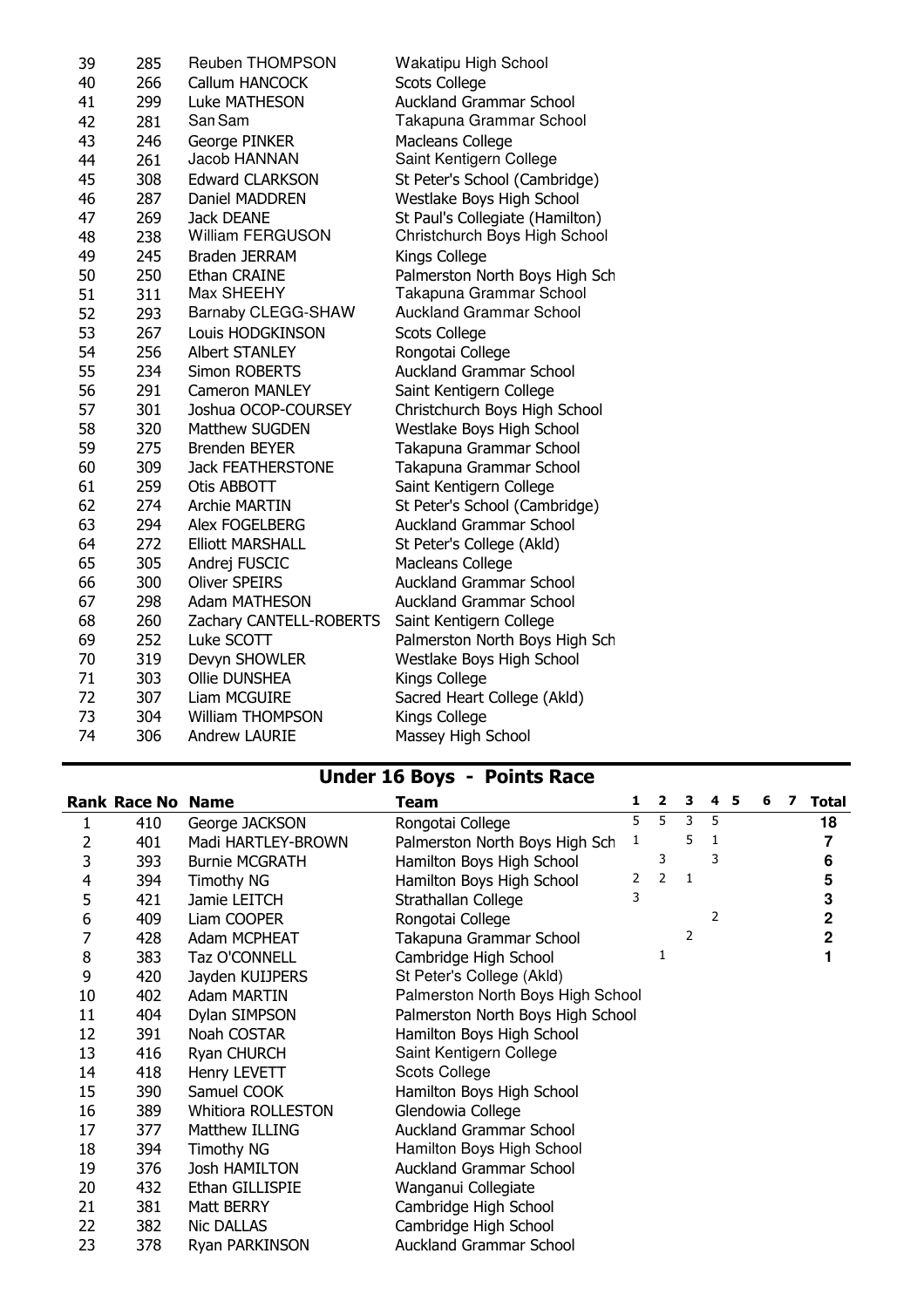| 39 | 285 | Reuben THOMPSON | Wakatipu High School |
|---|---|---|---|
| 40 | 266 | Callum HANCOCK | Scots College |
| 41 | 299 | Luke MATHESON | Auckland Grammar School |
| 42 | 281 | San Sam | Takapuna Grammar School |
| 43 | 246 | George PINKER | Macleans College |
| 44 | 261 | Jacob HANNAN | Saint Kentigern College |
| 45 | 308 | Edward CLARKSON | St Peter's School (Cambridge) |
| 46 | 287 | Daniel MADDREN | Westlake Boys High School |
| 47 | 269 | Jack DEANE | St Paul's Collegiate (Hamilton) |
| 48 | 238 | William FERGUSON | Christchurch Boys High School |
| 49 | 245 | Braden JERRAM | Kings College |
| 50 | 250 | Ethan CRAINE | Palmerston North Boys High Sch |
| 51 | 311 | Max SHEEHY | Takapuna Grammar School |
| 52 | 293 | Barnaby CLEGG-SHAW | Auckland Grammar School |
| 53 | 267 | Louis HODGKINSON | Scots College |
| 54 | 256 | Albert STANLEY | Rongotai College |
| 55 | 234 | Simon ROBERTS | Auckland Grammar School |
| 56 | 291 | Cameron MANLEY | Saint Kentigern College |
| 57 | 301 | Joshua OCOP-COURSEY | Christchurch Boys High School |
| 58 | 320 | Matthew SUGDEN | Westlake Boys High School |
| 59 | 275 | Brenden BEYER | Takapuna Grammar School |
| 60 | 309 | Jack FEATHERSTONE | Takapuna Grammar School |
| 61 | 259 | Otis ABBOTT | Saint Kentigern College |
| 62 | 274 | Archie MARTIN | St Peter's School (Cambridge) |
| 63 | 294 | Alex FOGELBERG | Auckland Grammar School |
| 64 | 272 | Elliott MARSHALL | St Peter's College (Akld) |
| 65 | 305 | Andrej FUSCIC | Macleans College |
| 66 | 300 | Oliver SPEIRS | Auckland Grammar School |
| 67 | 298 | Adam MATHESON | Auckland Grammar School |
| 68 | 260 | Zachary CANTELL-ROBERTS | Saint Kentigern College |
| 69 | 252 | Luke SCOTT | Palmerston North Boys High Sch |
| 70 | 319 | Devyn SHOWLER | Westlake Boys High School |
| 71 | 303 | Ollie DUNSHEA | Kings College |
| 72 | 307 | Liam MCGUIRE | Sacred Heart College (Akld) |
| 73 | 304 | William THOMPSON | Kings College |
| 74 | 306 | Andrew LAURIE | Massey High School |

## Under 16 Boys - Points Race

| Rank | Race No | Name | Team | 1 | 2 | 3 | 4 | 5 | 6 | 7 | Total |
|---|---|---|---|---|---|---|---|---|---|---|---|
| 1 | 410 | George JACKSON | Rongotai College | 5 | 5 | 3 | 5 | | | | 18 |
| 2 | 401 | Madi HARTLEY-BROWN | Palmerston North Boys High Sch | 1 | | 5 | 1 | | | | 7 |
| 3 | 393 | Burnie MCGRATH | Hamilton Boys High School | | 3 | | 3 | | | | 6 |
| 4 | 394 | Timothy NG | Hamilton Boys High School | 2 | 2 | 1 | | | | | 5 |
| 5 | 421 | Jamie LEITCH | Strathallan College | 3 | | | | | | | 3 |
| 6 | 409 | Liam COOPER | Rongotai College | | | | 2 | | | | 2 |
| 7 | 428 | Adam MCPHEAT | Takapuna Grammar School | | | 2 | | | | | 2 |
| 8 | 383 | Taz O'CONNELL | Cambridge High School | | 1 | | | | | | 1 |
| 9 | 420 | Jayden KUIJPERS | St Peter's College (Akld) | | | | | | | | |
| 10 | 402 | Adam MARTIN | Palmerston North Boys High School | | | | | | | | |
| 11 | 404 | Dylan SIMPSON | Palmerston North Boys High School | | | | | | | | |
| 12 | 391 | Noah COSTAR | Hamilton Boys High School | | | | | | | | |
| 13 | 416 | Ryan CHURCH | Saint Kentigern College | | | | | | | | |
| 14 | 418 | Henry LEVETT | Scots College | | | | | | | | |
| 15 | 390 | Samuel COOK | Hamilton Boys High School | | | | | | | | |
| 16 | 389 | Whitiora ROLLESTON | Glendowia College | | | | | | | | |
| 17 | 377 | Matthew ILLING | Auckland Grammar School | | | | | | | | |
| 18 | 394 | Timothy NG | Hamilton Boys High School | | | | | | | | |
| 19 | 376 | Josh HAMILTON | Auckland Grammar School | | | | | | | | |
| 20 | 432 | Ethan GILLISPIE | Wanganui Collegiate | | | | | | | | |
| 21 | 381 | Matt BERRY | Cambridge High School | | | | | | | | |
| 22 | 382 | Nic DALLAS | Cambridge High School | | | | | | | | |
| 23 | 378 | Ryan PARKINSON | Auckland Grammar School | | | | | | | | |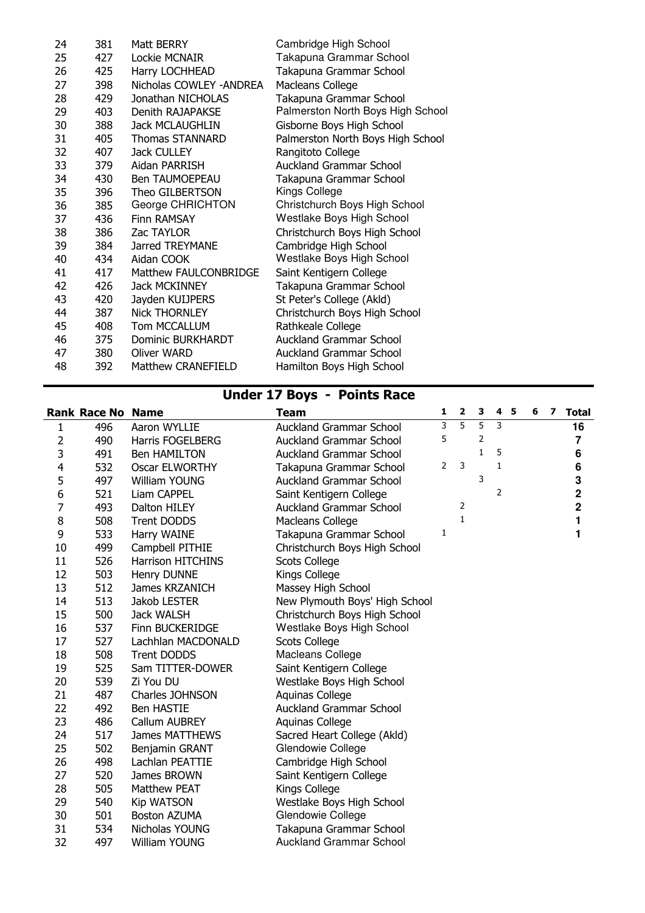| | | | |
|---|---|---|---|
| 24 | 381 | Matt BERRY | Cambridge High School |
| 25 | 427 | Lockie MCNAIR | Takapuna Grammar School |
| 26 | 425 | Harry LOCHHEAD | Takapuna Grammar School |
| 27 | 398 | Nicholas COWLEY -ANDREA | Macleans College |
| 28 | 429 | Jonathan NICHOLAS | Takapuna Grammar School |
| 29 | 403 | Denith RAJAPAKSE | Palmerston North Boys High School |
| 30 | 388 | Jack MCLAUGHLIN | Gisborne Boys High School |
| 31 | 405 | Thomas STANNARD | Palmerston North Boys High School |
| 32 | 407 | Jack CULLEY | Rangitoto College |
| 33 | 379 | Aidan PARRISH | Auckland Grammar School |
| 34 | 430 | Ben TAUMOEPEAU | Takapuna Grammar School |
| 35 | 396 | Theo GILBERTSON | Kings College |
| 36 | 385 | George CHRICHTON | Christchurch Boys High School |
| 37 | 436 | Finn RAMSAY | Westlake Boys High School |
| 38 | 386 | Zac TAYLOR | Christchurch Boys High School |
| 39 | 384 | Jarred TREYMANE | Cambridge High School |
| 40 | 434 | Aidan COOK | Westlake Boys High School |
| 41 | 417 | Matthew FAULCONBRIDGE | Saint Kentigern College |
| 42 | 426 | Jack MCKINNEY | Takapuna Grammar School |
| 43 | 420 | Jayden KUIJPERS | St Peter's College (Akld) |
| 44 | 387 | Nick THORNLEY | Christchurch Boys High School |
| 45 | 408 | Tom MCCALLUM | Rathkeale College |
| 46 | 375 | Dominic BURKHARDT | Auckland Grammar School |
| 47 | 380 | Oliver WARD | Auckland Grammar School |
| 48 | 392 | Matthew CRANEFIELD | Hamilton Boys High School |

## Under 17 Boys - Points Race

| Rank | Race No | Name | Team | 1 | 2 | 3 | 4 | 5 | 6 | 7 | Total |
|---|---|---|---|---|---|---|---|---|---|---|---|
| 1 | 496 | Aaron WYLLIE | Auckland Grammar School | 3 | 5 | 5 | 3 | | | | 16 |
| 2 | 490 | Harris FOGELBERG | Auckland Grammar School | 5 | | 2 | | | | | 7 |
| 3 | 491 | Ben HAMILTON | Auckland Grammar School | | | 1 | 5 | | | | 6 |
| 4 | 532 | Oscar ELWORTHY | Takapuna Grammar School | 2 | 3 | | 1 | | | | 6 |
| 5 | 497 | William YOUNG | Auckland Grammar School | | | 3 | | | | | 3 |
| 6 | 521 | Liam CAPPEL | Saint Kentigern College | | | | 2 | | | | 2 |
| 7 | 493 | Dalton HILEY | Auckland Grammar School | | 2 | | | | | | 2 |
| 8 | 508 | Trent DODDS | Macleans College | | 1 | | | | | | 1 |
| 9 | 533 | Harry WAINE | Takapuna Grammar School | 1 | | | | | | | 1 |
| 10 | 499 | Campbell PITHIE | Christchurch Boys High School | | | | | | | | |
| 11 | 526 | Harrison HITCHINS | Scots College | | | | | | | | |
| 12 | 503 | Henry DUNNE | Kings College | | | | | | | | |
| 13 | 512 | James KRZANICH | Massey High School | | | | | | | | |
| 14 | 513 | Jakob LESTER | New Plymouth Boys' High School | | | | | | | | |
| 15 | 500 | Jack WALSH | Christchurch Boys High School | | | | | | | | |
| 16 | 537 | Finn BUCKERIDGE | Westlake Boys High School | | | | | | | | |
| 17 | 527 | Lachhlan MACDONALD | Scots College | | | | | | | | |
| 18 | 508 | Trent DODDS | Macleans College | | | | | | | | |
| 19 | 525 | Sam TITTER-DOWER | Saint Kentigern College | | | | | | | | |
| 20 | 539 | Zi You DU | Westlake Boys High School | | | | | | | | |
| 21 | 487 | Charles JOHNSON | Aquinas College | | | | | | | | |
| 22 | 492 | Ben HASTIE | Auckland Grammar School | | | | | | | | |
| 23 | 486 | Callum AUBREY | Aquinas College | | | | | | | | |
| 24 | 517 | James MATTHEWS | Sacred Heart College (Akld) | | | | | | | | |
| 25 | 502 | Benjamin GRANT | Glendowie College | | | | | | | | |
| 26 | 498 | Lachlan PEATTIE | Cambridge High School | | | | | | | | |
| 27 | 520 | James BROWN | Saint Kentigern College | | | | | | | | |
| 28 | 505 | Matthew PEAT | Kings College | | | | | | | | |
| 29 | 540 | Kip WATSON | Westlake Boys High School | | | | | | | | |
| 30 | 501 | Boston AZUMA | Glendowie College | | | | | | | | |
| 31 | 534 | Nicholas YOUNG | Takapuna Grammar School | | | | | | | | |
| 32 | 497 | William YOUNG | Auckland Grammar School | | | | | | | | |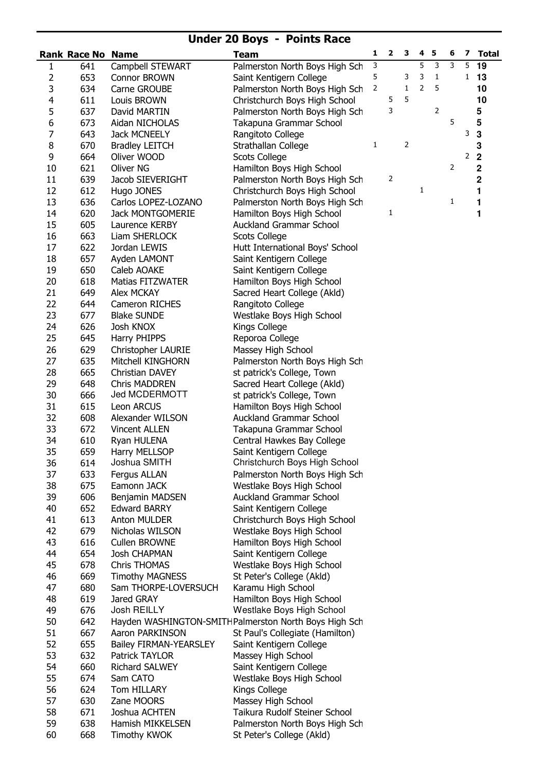## Under 20 Boys - Points Race

| Rank | Race No | Name | Team | 1 | 2 | 3 | 4 | 5 | 6 | 7 | Total |
|---|---|---|---|---|---|---|---|---|---|---|---|
| 1 | 641 | Campbell STEWART | Palmerston North Boys High Sch | 3 | | | 5 | 3 | 3 | 5 | **19** |
| 2 | 653 | Connor BROWN | Saint Kentigern College | 5 | | 3 | 3 | 1 | | 1 | **13** |
| 3 | 634 | Carne GROUBE | Palmerston North Boys High Sch | 2 | | 1 | 2 | 5 | | | **10** |
| 4 | 611 | Louis BROWN | Christchurch Boys High School | | 5 | 5 | | | | | **10** |
| 5 | 637 | David MARTIN | Palmerston North Boys High Sch | | 3 | | | 2 | | | **5** |
| 6 | 673 | Aidan NICHOLAS | Takapuna Grammar School | | | | | | 5 | | **5** |
| 7 | 643 | Jack MCNEELY | Rangitoto College | | | | | | | 3 | **3** |
| 8 | 670 | Bradley LEITCH | Strathallan College | 1 | | 2 | | | | | **3** |
| 9 | 664 | Oliver WOOD | Scots College | | | | | | | 2 | **2** |
| 10 | 621 | Oliver NG | Hamilton Boys High School | | | | | | 2 | | **2** |
| 11 | 639 | Jacob SIEVERIGHT | Palmerston North Boys High Sch | | 2 | | | | | | **2** |
| 12 | 612 | Hugo JONES | Christchurch Boys High School | | | | 1 | | | | **1** |
| 13 | 636 | Carlos LOPEZ-LOZANO | Palmerston North Boys High Sch | | | | | | 1 | | **1** |
| 14 | 620 | Jack MONTGOMERIE | Hamilton Boys High School | | 1 | | | | | | **1** |
| 15 | 605 | Laurence KERBY | Auckland Grammar School | | | | | | | | |
| 16 | 663 | Liam SHERLOCK | Scots College | | | | | | | | |
| 17 | 622 | Jordan LEWIS | Hutt International Boys' School | | | | | | | | |
| 18 | 657 | Ayden LAMONT | Saint Kentigern College | | | | | | | | |
| 19 | 650 | Caleb AOAKE | Saint Kentigern College | | | | | | | | |
| 20 | 618 | Matias FITZWATER | Hamilton Boys High School | | | | | | | | |
| 21 | 649 | Alex MCKAY | Sacred Heart College (Akld) | | | | | | | | |
| 22 | 644 | Cameron RICHES | Rangitoto College | | | | | | | | |
| 23 | 677 | Blake SUNDE | Westlake Boys High School | | | | | | | | |
| 24 | 626 | Josh KNOX | Kings College | | | | | | | | |
| 25 | 645 | Harry PHIPPS | Reporoa College | | | | | | | | |
| 26 | 629 | Christopher LAURIE | Massey High School | | | | | | | | |
| 27 | 635 | Mitchell KINGHORN | Palmerston North Boys High Sch | | | | | | | | |
| 28 | 665 | Christian DAVEY | st patrick's College, Town | | | | | | | | |
| 29 | 648 | Chris MADDREN | Sacred Heart College (Akld) | | | | | | | | |
| 30 | 666 | Jed MCDERMOTT | st patrick's College, Town | | | | | | | | |
| 31 | 615 | Leon ARCUS | Hamilton Boys High School | | | | | | | | |
| 32 | 608 | Alexander WILSON | Auckland Grammar School | | | | | | | | |
| 33 | 672 | Vincent ALLEN | Takapuna Grammar School | | | | | | | | |
| 34 | 610 | Ryan HULENA | Central Hawkes Bay College | | | | | | | | |
| 35 | 659 | Harry MELLSOP | Saint Kentigern College | | | | | | | | |
| 36 | 614 | Joshua SMITH | Christchurch Boys High School | | | | | | | | |
| 37 | 633 | Fergus ALLAN | Palmerston North Boys High Sch | | | | | | | | |
| 38 | 675 | Eamonn JACK | Westlake Boys High School | | | | | | | | |
| 39 | 606 | Benjamin MADSEN | Auckland Grammar School | | | | | | | | |
| 40 | 652 | Edward BARRY | Saint Kentigern College | | | | | | | | |
| 41 | 613 | Anton MULDER | Christchurch Boys High School | | | | | | | | |
| 42 | 679 | Nicholas WILSON | Westlake Boys High School | | | | | | | | |
| 43 | 616 | Cullen BROWNE | Hamilton Boys High School | | | | | | | | |
| 44 | 654 | Josh CHAPMAN | Saint Kentigern College | | | | | | | | |
| 45 | 678 | Chris THOMAS | Westlake Boys High School | | | | | | | | |
| 46 | 669 | Timothy MAGNESS | St Peter's College (Akld) | | | | | | | | |
| 47 | 680 | Sam THORPE-LOVERSUCH | Karamu High School | | | | | | | | |
| 48 | 619 | Jared GRAY | Hamilton Boys High School | | | | | | | | |
| 49 | 676 | Josh REILLY | Westlake Boys High School | | | | | | | | |
| 50 | 642 | Hayden WASHINGTON-SMITH | Palmerston North Boys High Sch | | | | | | | | |
| 51 | 667 | Aaron PARKINSON | St Paul's Collegiate (Hamilton) | | | | | | | | |
| 52 | 655 | Bailey FIRMAN-YEARSLEY | Saint Kentigern College | | | | | | | | |
| 53 | 632 | Patrick TAYLOR | Massey High School | | | | | | | | |
| 54 | 660 | Richard SALWEY | Saint Kentigern College | | | | | | | | |
| 55 | 674 | Sam CATO | Westlake Boys High School | | | | | | | | |
| 56 | 624 | Tom HILLARY | Kings College | | | | | | | | |
| 57 | 630 | Zane MOORS | Massey High School | | | | | | | | |
| 58 | 671 | Joshua ACHTEN | Taikura Rudolf Steiner School | | | | | | | | |
| 59 | 638 | Hamish MIKKELSEN | Palmerston North Boys High Sch | | | | | | | | |
| 60 | 668 | Timothy KWOK | St Peter's College (Akld) | | | | | | | | |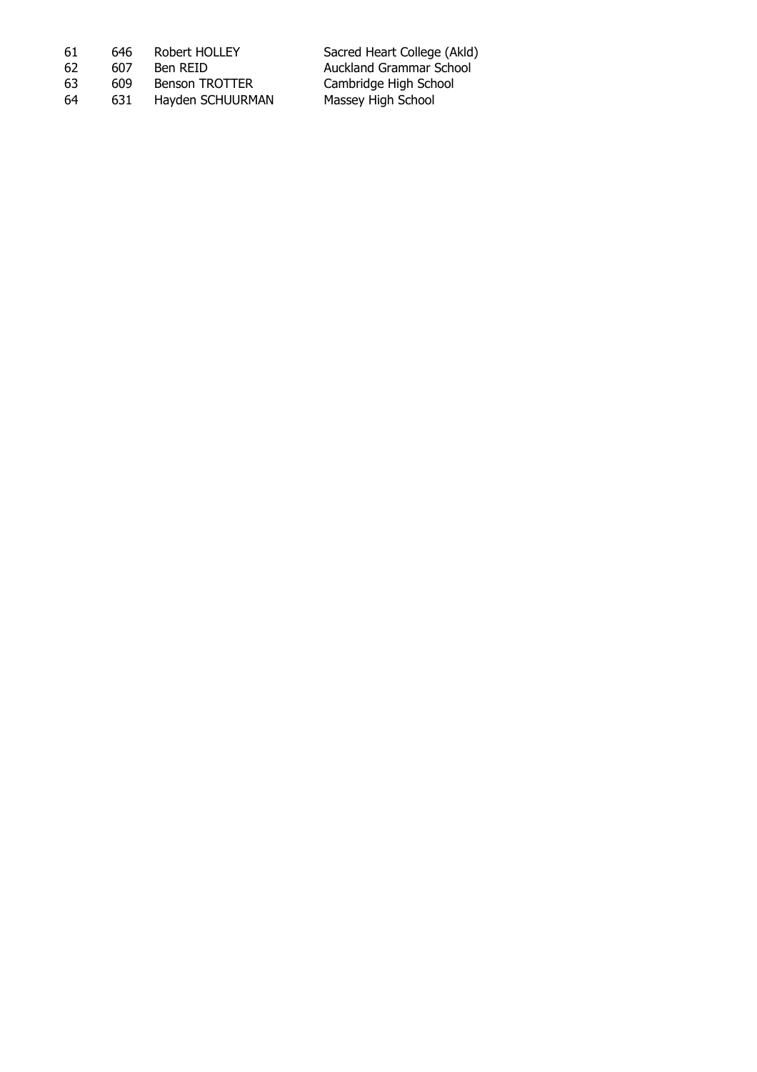| | | | |
|---|---|---|---|
| 61 | 646 | Robert HOLLEY | Sacred Heart College (Akld) |
| 62 | 607 | Ben REID | Auckland Grammar School |
| 63 | 609 | Benson TROTTER | Cambridge High School |
| 64 | 631 | Hayden SCHUURMAN | Massey High School |